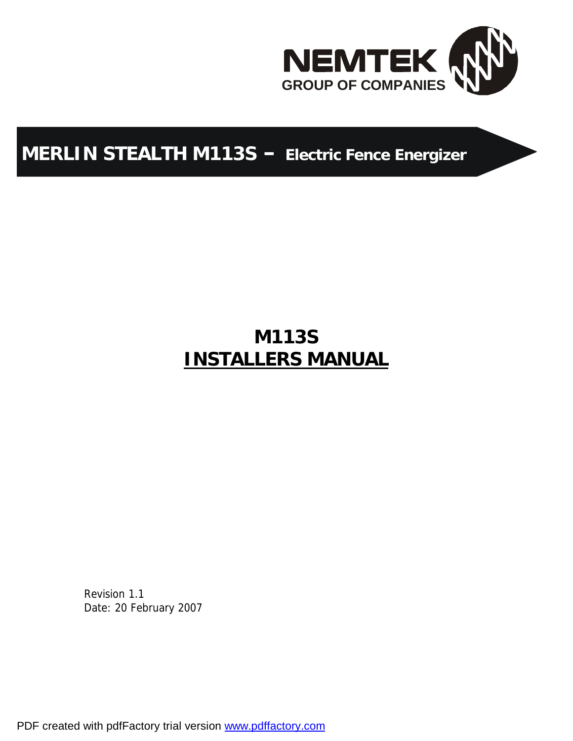NEMTEK
GROUP OF COMPANIES

# MERLIN STEALTH M113S – Electric Fence Energizer

## M113S
## INSTALLERS MANUAL

Revision 1.1
Date: 20 February 2007

PDF created with pdfFactory trial version www.pdffactory.com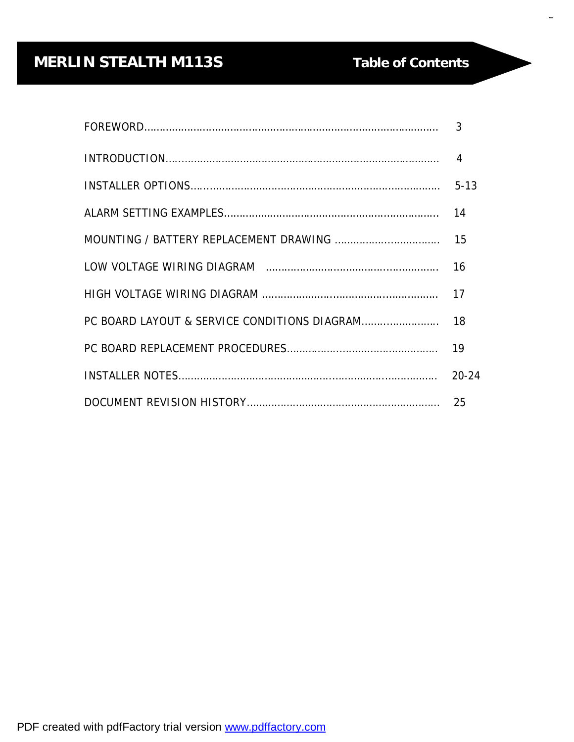# MERLIN STEALTH M113S

## Table of Contents

| | |
|---|---|
| FOREWORD | 3 |
| INTRODUCTION | 4 |
| INSTALLER OPTIONS | 5-13 |
| ALARM SETTING EXAMPLES | 14 |
| MOUNTING / BATTERY REPLACEMENT DRAWING | 15 |
| LOW VOLTAGE WIRING DIAGRAM | 16 |
| HIGH VOLTAGE WIRING DIAGRAM | 17 |
| PC BOARD LAYOUT & SERVICE CONDITIONS DIAGRAM | 18 |
| PC BOARD REPLACEMENT PROCEDURES | 19 |
| INSTALLER NOTES | 20-24 |
| DOCUMENT REVISION HISTORY | 25 |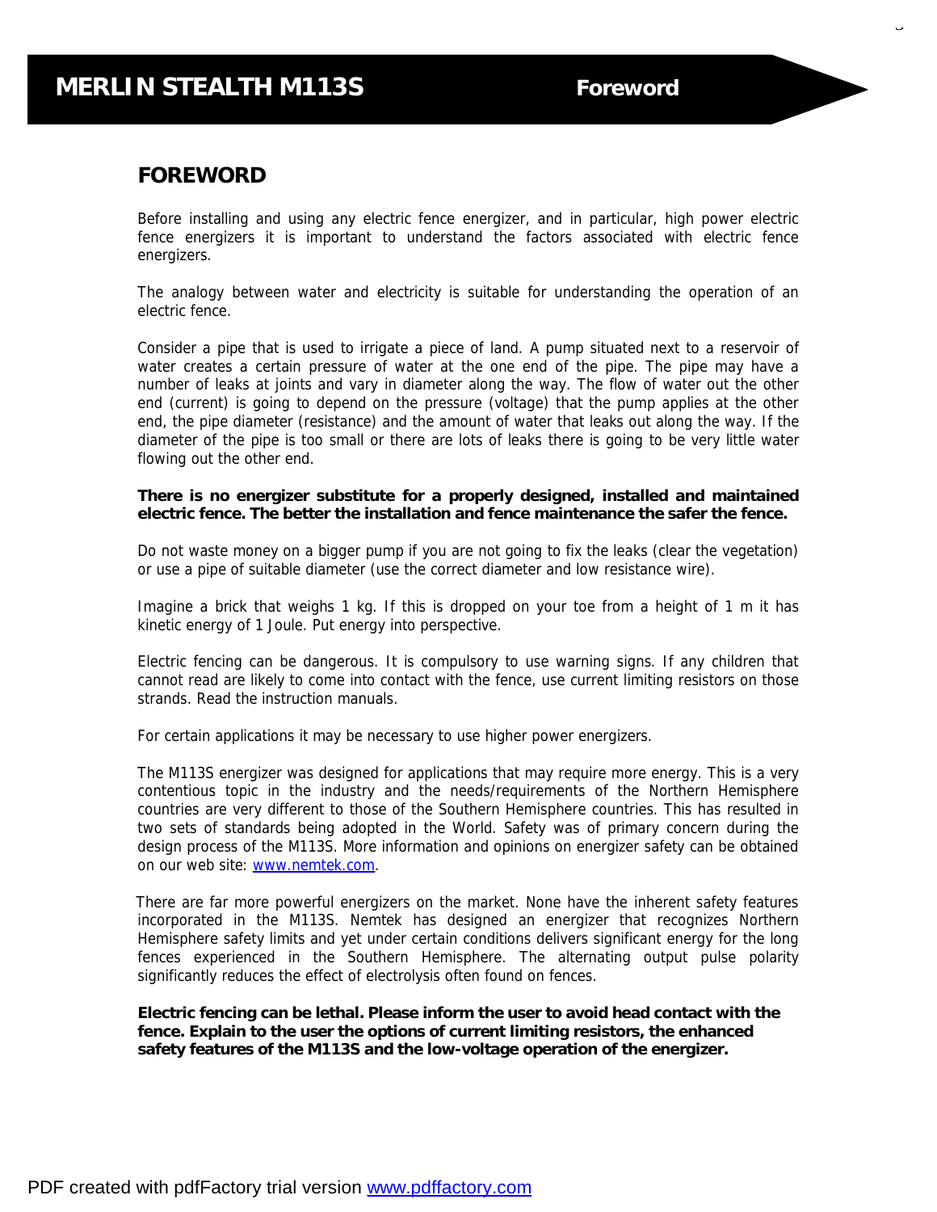# FOREWORD

Before installing and using any electric fence energizer, and in particular, high power electric fence energizers it is important to understand the factors associated with electric fence energizers.

The analogy between water and electricity is suitable for understanding the operation of an electric fence.

Consider a pipe that is used to irrigate a piece of land. A pump situated next to a reservoir of water creates a certain pressure of water at the one end of the pipe. The pipe may have a number of leaks at joints and vary in diameter along the way. The flow of water out the other end (current) is going to depend on the pressure (voltage) that the pump applies at the other end, the pipe diameter (resistance) and the amount of water that leaks out along the way. If the diameter of the pipe is too small or there are lots of leaks there is going to be very little water flowing out the other end.

**There is no energizer substitute for a properly designed, installed and maintained electric fence. The better the installation and fence maintenance the safer the fence.**

Do not waste money on a bigger pump if you are not going to fix the leaks (clear the vegetation) or use a pipe of suitable diameter (use the correct diameter and low resistance wire).

Imagine a brick that weighs 1 kg. If this is dropped on your toe from a height of 1 m it has kinetic energy of 1 Joule. Put energy into perspective.

Electric fencing can be dangerous. It is compulsory to use warning signs. If any children that cannot read are likely to come into contact with the fence, use current limiting resistors on those strands. Read the instruction manuals.

For certain applications it may be necessary to use higher power energizers.

The M113S energizer was designed for applications that may require more energy. This is a very contentious topic in the industry and the needs/requirements of the Northern Hemisphere countries are very different to those of the Southern Hemisphere countries. This has resulted in two sets of standards being adopted in the World. Safety was of primary concern during the design process of the M113S. More information and opinions on energizer safety can be obtained on our web site: www.nemtek.com.

There are far more powerful energizers on the market. None have the inherent safety features incorporated in the M113S. Nemtek has designed an energizer that recognizes Northern Hemisphere safety limits and yet under certain conditions delivers significant energy for the long fences experienced in the Southern Hemisphere. The alternating output pulse polarity significantly reduces the effect of electrolysis often found on fences.

**Electric fencing can be lethal. Please inform the user to avoid head contact with the fence. Explain to the user the options of current limiting resistors, the enhanced safety features of the M113S and the low-voltage operation of the energizer.**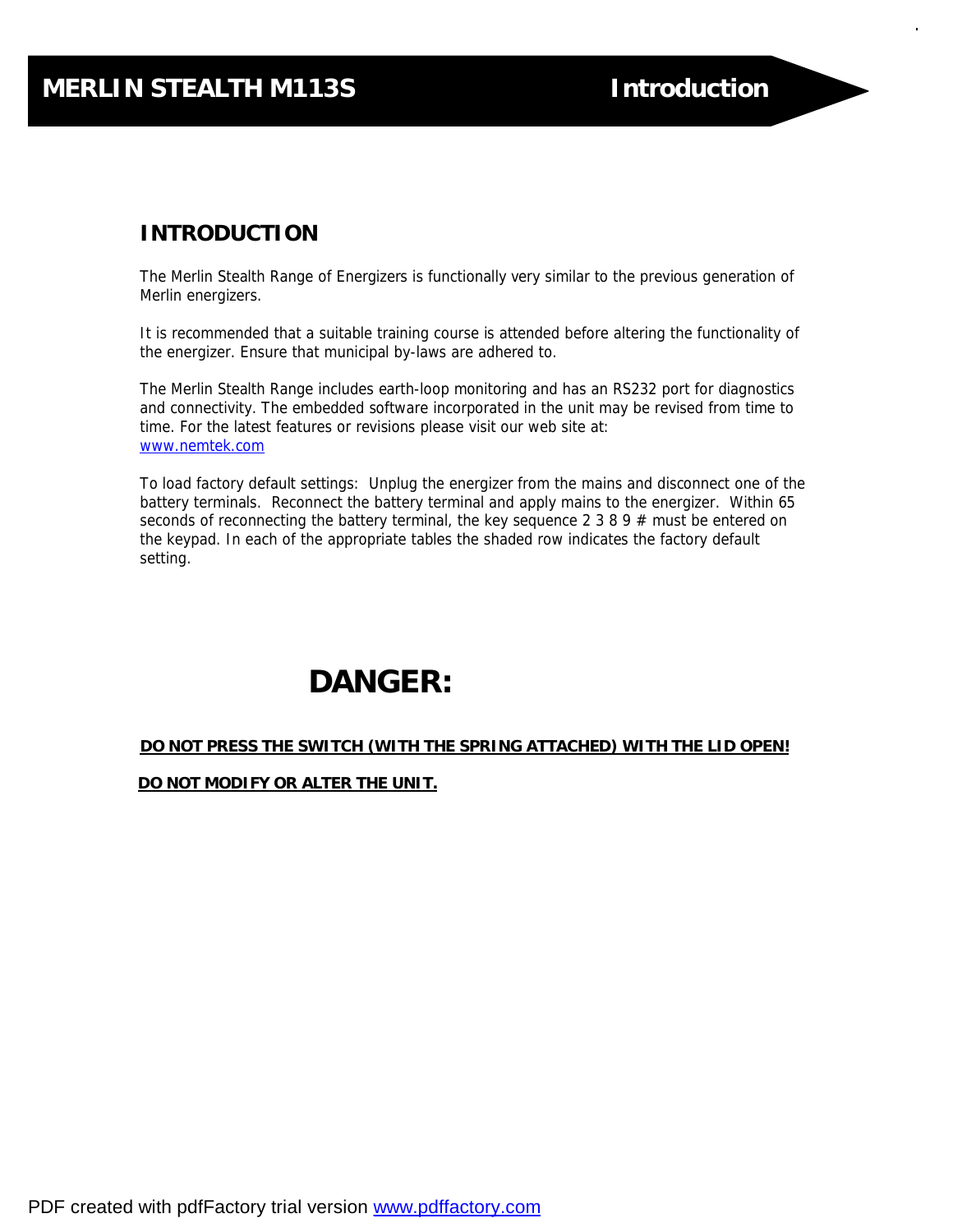## INTRODUCTION

The Merlin Stealth Range of Energizers is functionally very similar to the previous generation of Merlin energizers.

It is recommended that a suitable training course is attended before altering the functionality of the energizer. Ensure that municipal by-laws are adhered to.

The Merlin Stealth Range includes earth-loop monitoring and has an RS232 port for diagnostics and connectivity. The embedded software incorporated in the unit may be revised from time to time. For the latest features or revisions please visit our web site at: www.nemtek.com

To load factory default settings: Unplug the energizer from the mains and disconnect one of the battery terminals. Reconnect the battery terminal and apply mains to the energizer. Within 65 seconds of reconnecting the battery terminal, the key sequence 2 3 8 9 # must be entered on the keypad. In each of the appropriate tables the shaded row indicates the factory default setting.

## DANGER:

**DO NOT PRESS THE SWITCH (WITH THE SPRING ATTACHED) WITH THE LID OPEN!**

**DO NOT MODIFY OR ALTER THE UNIT.**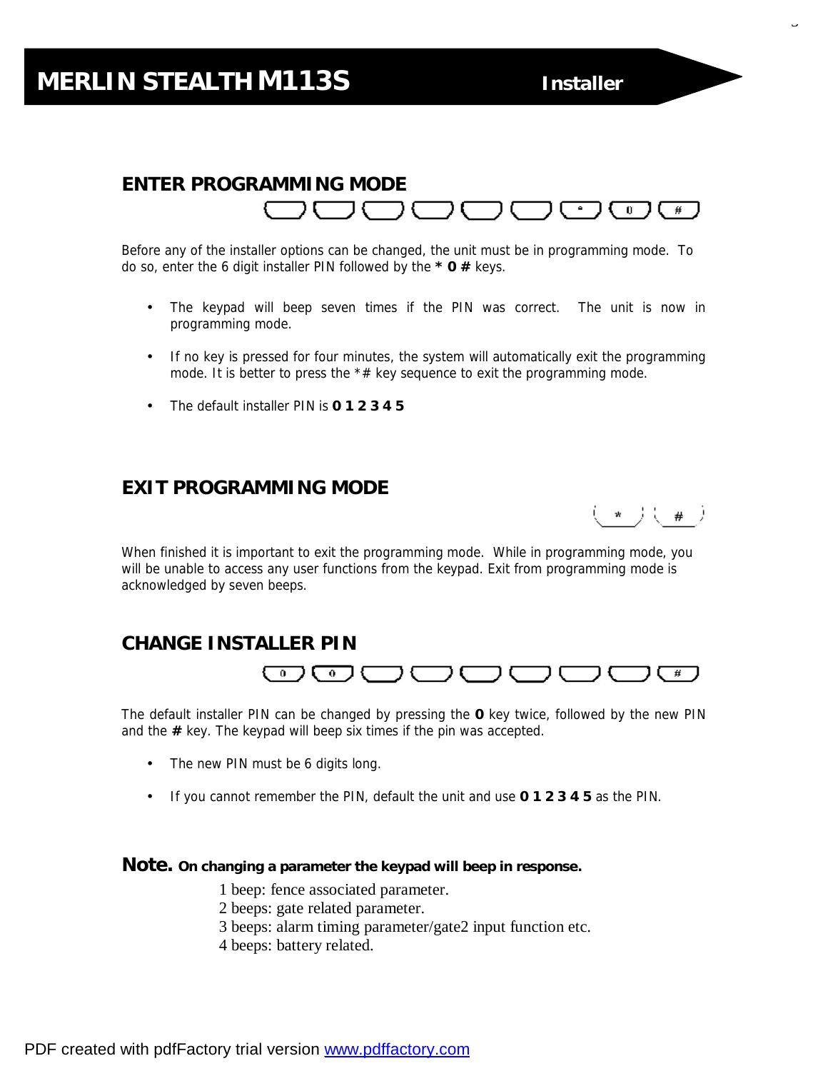## ENTER PROGRAMMING MODE

Before any of the installer options can be changed, the unit must be in programming mode. To do so, enter the 6 digit installer PIN followed by the **\* 0 #** keys.

- The keypad will beep seven times if the PIN was correct. The unit is now in programming mode.
- If no key is pressed for four minutes, the system will automatically exit the programming mode. It is better to press the *# key sequence to exit the programming mode.
- The default installer PIN is **0 1 2 3 4 5**

## EXIT PROGRAMMING MODE

When finished it is important to exit the programming mode. While in programming mode, you will be unable to access any user functions from the keypad. Exit from programming mode is acknowledged by seven beeps.

## CHANGE INSTALLER PIN

The default installer PIN can be changed by pressing the **0** key twice, followed by the new PIN and the **#** key. The keypad will beep six times if the pin was accepted.

- The new PIN must be 6 digits long.
- If you cannot remember the PIN, default the unit and use **0 1 2 3 4 5** as the PIN.

**Note. On changing a parameter the keypad will beep in response.**

1 beep: fence associated parameter.
2 beeps: gate related parameter.
3 beeps: alarm timing parameter/gate2 input function etc.
4 beeps: battery related.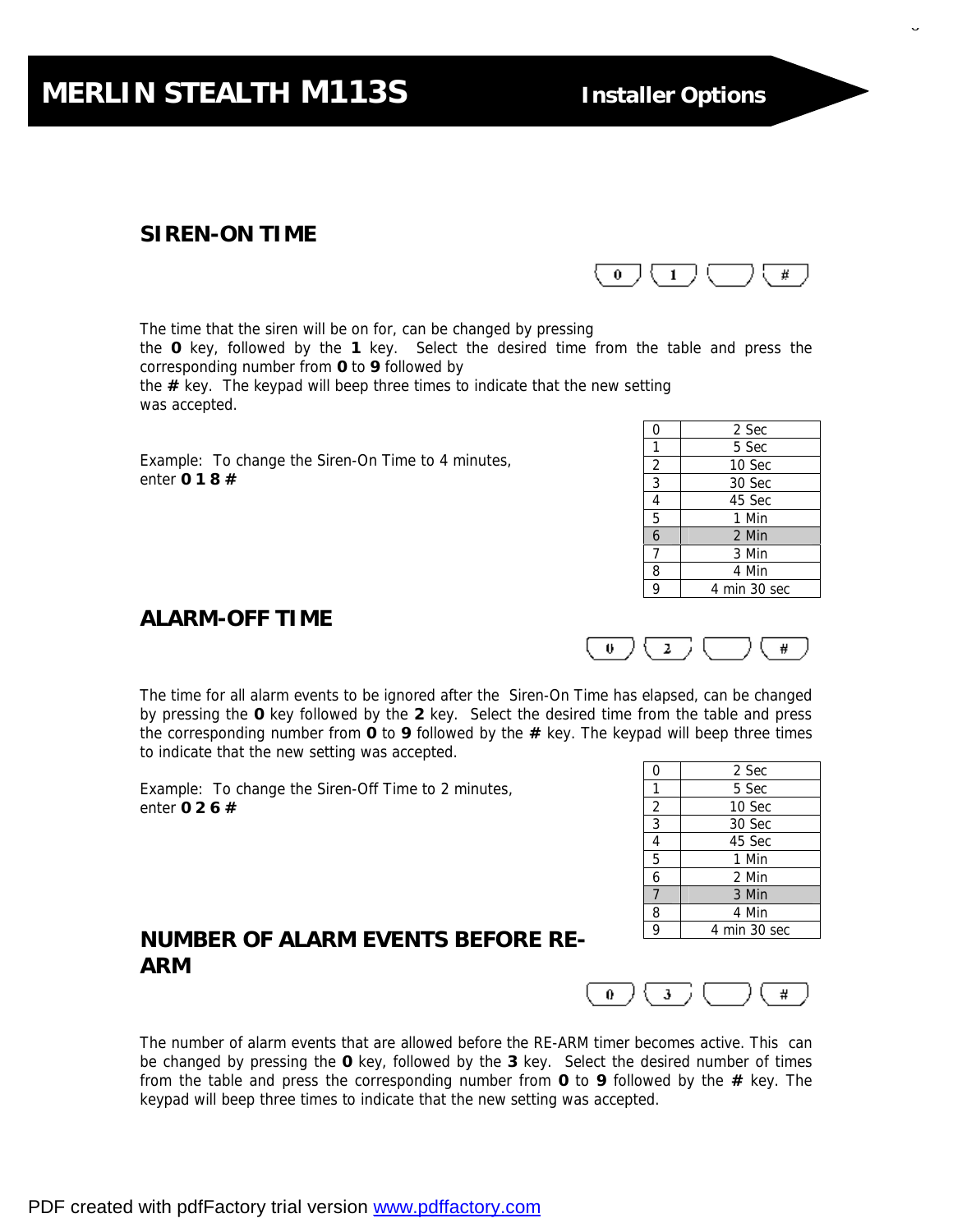## SIREN-ON TIME

0 1 [ ] #

The time that the siren will be on for, can be changed by pressing the **0** key, followed by the **1** key. Select the desired time from the table and press the corresponding number from **0** to **9** followed by the **#** key. The keypad will beep three times to indicate that the new setting was accepted.

Example: To change the Siren-On Time to 4 minutes, enter **0 1 8 #**

| | |
|---|---|
| 0 | 2 Sec |
| 1 | 5 Sec |
| 2 | 10 Sec |
| 3 | 30 Sec |
| 4 | 45 Sec |
| 5 | 1 Min |
| 6 | 2 Min |
| 7 | 3 Min |
| 8 | 4 Min |
| 9 | 4 min 30 sec |

## ALARM-OFF TIME

0 2 [ ] #

The time for all alarm events to be ignored after the Siren-On Time has elapsed, can be changed by pressing the **0** key followed by the **2** key. Select the desired time from the table and press the corresponding number from **0** to **9** followed by the **#** key. The keypad will beep three times to indicate that the new setting was accepted.

Example: To change the Siren-Off Time to 2 minutes, enter **0 2 6 #**

| | |
|---|---|
| 0 | 2 Sec |
| 1 | 5 Sec |
| 2 | 10 Sec |
| 3 | 30 Sec |
| 4 | 45 Sec |
| 5 | 1 Min |
| 6 | 2 Min |
| 7 | 3 Min |
| 8 | 4 Min |
| 9 | 4 min 30 sec |

## NUMBER OF ALARM EVENTS BEFORE RE-ARM

0 3 [ ] #

The number of alarm events that are allowed before the RE-ARM timer becomes active. This can be changed by pressing the **0** key, followed by the **3** key. Select the desired number of times from the table and press the corresponding number from **0** to **9** followed by the **#** key. The keypad will beep three times to indicate that the new setting was accepted.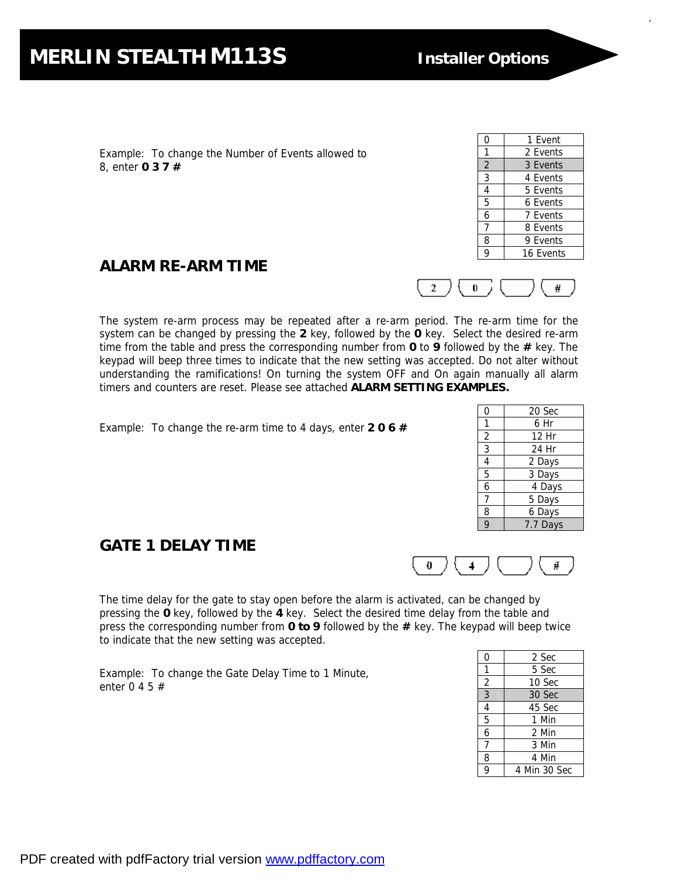Example: To change the Number of Events allowed to 8, enter **0 3 7 #**

| | |
|---|---|
| 0 | 1 Event |
| 1 | 2 Events |
| 2 | 3 Events |
| 3 | 4 Events |
| 4 | 5 Events |
| 5 | 6 Events |
| 6 | 7 Events |
| 7 | 8 Events |
| 8 | 9 Events |
| 9 | 16 Events |

## ALARM RE-ARM TIME

[2] [0] [ ] [#]

The system re-arm process may be repeated after a re-arm period. The re-arm time for the system can be changed by pressing the **2** key, followed by the **0** key. Select the desired re-arm time from the table and press the corresponding number from **0** to **9** followed by the **#** key. The keypad will beep three times to indicate that the new setting was accepted. Do not alter without understanding the ramifications! On turning the system OFF and On again manually all alarm timers and counters are reset. Please see attached **ALARM SETTING EXAMPLES.**

Example: To change the re-arm time to 4 days, enter **2 0 6 #**

| | |
|---|---|
| 0 | 20 Sec |
| 1 | 6 Hr |
| 2 | 12 Hr |
| 3 | 24 Hr |
| 4 | 2 Days |
| 5 | 3 Days |
| 6 | 4 Days |
| 7 | 5 Days |
| 8 | 6 Days |
| 9 | 7.7 Days |

## GATE 1 DELAY TIME

[0] [4] [ ] [#]

The time delay for the gate to stay open before the alarm is activated, can be changed by pressing the **0** key, followed by the **4** key. Select the desired time delay from the table and press the corresponding number from **0 to 9** followed by the **#** key. The keypad will beep twice to indicate that the new setting was accepted.

Example: To change the Gate Delay Time to 1 Minute, enter 0 4 5 #

| | |
|---|---|
| 0 | 2 Sec |
| 1 | 5 Sec |
| 2 | 10 Sec |
| 3 | 30 Sec |
| 4 | 45 Sec |
| 5 | 1 Min |
| 6 | 2 Min |
| 7 | 3 Min |
| 8 | 4 Min |
| 9 | 4 Min 30 Sec |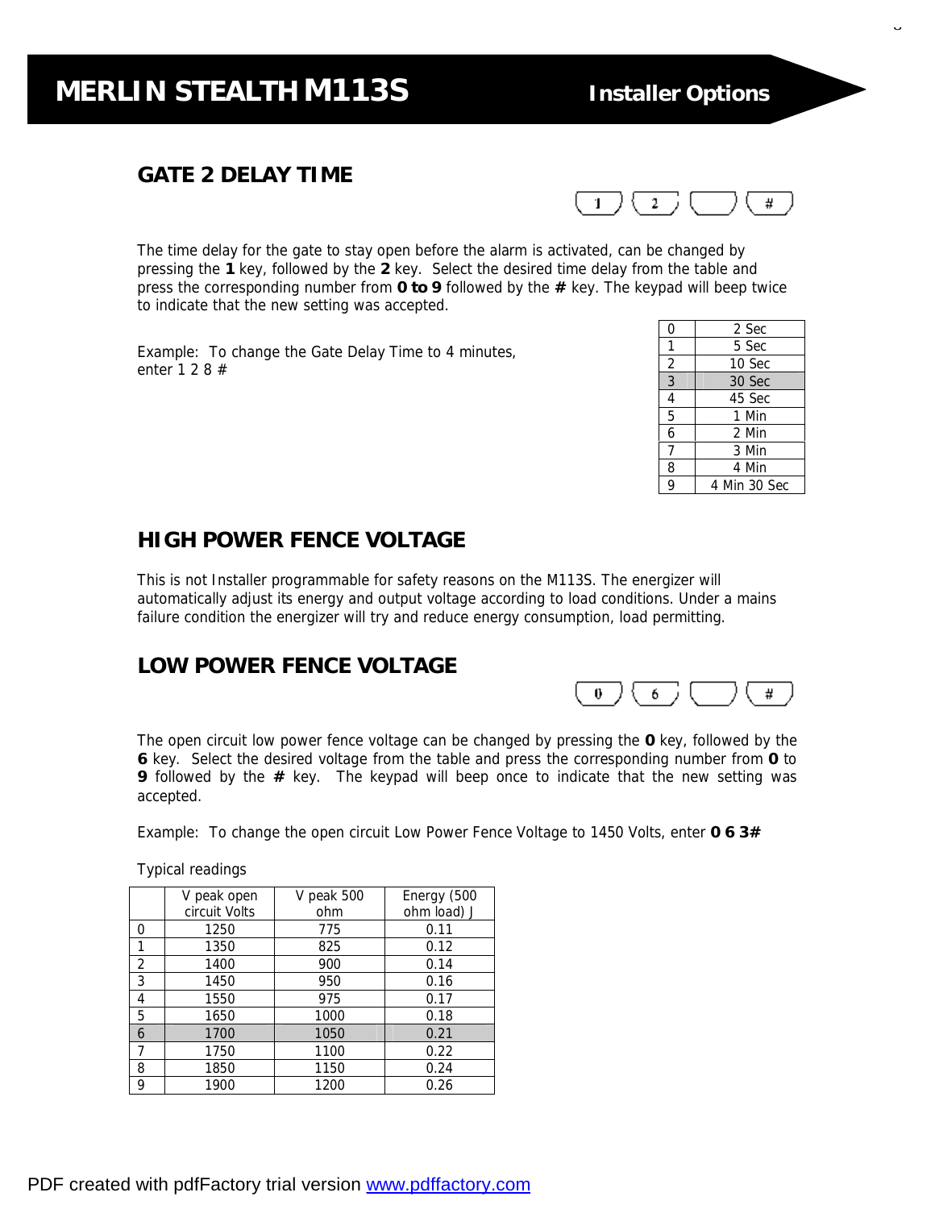## GATE 2 DELAY TIME

1 2 [ ] #

The time delay for the gate to stay open before the alarm is activated, can be changed by pressing the **1** key, followed by the **2** key. Select the desired time delay from the table and press the corresponding number from **0 to 9** followed by the **#** key. The keypad will beep twice to indicate that the new setting was accepted.

Example: To change the Gate Delay Time to 4 minutes, enter 1 2 8 #

| | |
|---|---|
| 0 | 2 Sec |
| 1 | 5 Sec |
| 2 | 10 Sec |
| 3 | 30 Sec |
| 4 | 45 Sec |
| 5 | 1 Min |
| 6 | 2 Min |
| 7 | 3 Min |
| 8 | 4 Min |
| 9 | 4 Min 30 Sec |

## HIGH POWER FENCE VOLTAGE

This is not Installer programmable for safety reasons on the M113S. The energizer will automatically adjust its energy and output voltage according to load conditions. Under a mains failure condition the energizer will try and reduce energy consumption, load permitting.

## LOW POWER FENCE VOLTAGE

0 6 [ ] #

The open circuit low power fence voltage can be changed by pressing the **0** key, followed by the **6** key. Select the desired voltage from the table and press the corresponding number from **0** to **9** followed by the **#** key. The keypad will beep once to indicate that the new setting was accepted.

Example: To change the open circuit Low Power Fence Voltage to 1450 Volts, enter **0 6 3#**

Typical readings

| | V peak open circuit Volts | V peak 500 ohm | Energy (500 ohm load) J |
|---|---|---|---|
| 0 | 1250 | 775 | 0.11 |
| 1 | 1350 | 825 | 0.12 |
| 2 | 1400 | 900 | 0.14 |
| 3 | 1450 | 950 | 0.16 |
| 4 | 1550 | 975 | 0.17 |
| 5 | 1650 | 1000 | 0.18 |
| 6 | 1700 | 1050 | 0.21 |
| 7 | 1750 | 1100 | 0.22 |
| 8 | 1850 | 1150 | 0.24 |
| 9 | 1900 | 1200 | 0.26 |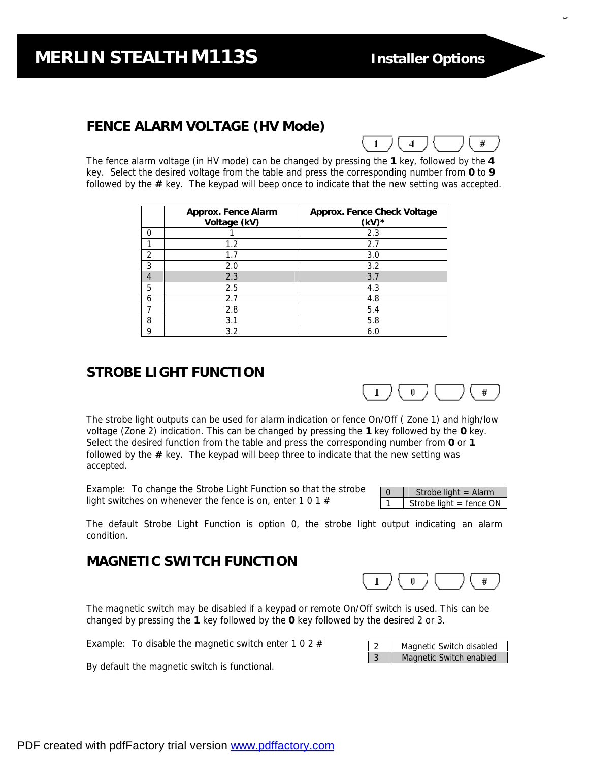# MERLIN STEALTH M113S

## Installer Options

### FENCE ALARM VOLTAGE (HV Mode)

1 4 [ ] #

The fence alarm voltage (in HV mode) can be changed by pressing the **1** key, followed by the **4** key. Select the desired voltage from the table and press the corresponding number from **0** to **9** followed by the **#** key. The keypad will beep once to indicate that the new setting was accepted.

| | Approx. Fence Alarm Voltage (kV) | Approx. Fence Check Voltage (kV)* |
|---|---|---|
| 0 | 1 | 2.3 |
| 1 | 1.2 | 2.7 |
| 2 | 1.7 | 3.0 |
| 3 | 2.0 | 3.2 |
| 4 | 2.3 | 3.7 |
| 5 | 2.5 | 4.3 |
| 6 | 2.7 | 4.8 |
| 7 | 2.8 | 5.4 |
| 8 | 3.1 | 5.8 |
| 9 | 3.2 | 6.0 |

### STROBE LIGHT FUNCTION

1 0 [ ] #

The strobe light outputs can be used for alarm indication or fence On/Off ( Zone 1) and high/low voltage (Zone 2) indication. This can be changed by pressing the **1** key followed by the **0** key. Select the desired function from the table and press the corresponding number from **0** or **1** followed by the **#** key. The keypad will beep three to indicate that the new setting was accepted.

Example: To change the Strobe Light Function so that the strobe light switches on whenever the fence is on, enter 1 0 1 #

| | |
|---|---|
| 0 | Strobe light = Alarm |
| 1 | Strobe light = fence ON |

The default Strobe Light Function is option 0, the strobe light output indicating an alarm condition.

### MAGNETIC SWITCH FUNCTION

1 0 [ ] #

The magnetic switch may be disabled if a keypad or remote On/Off switch is used. This can be changed by pressing the **1** key followed by the **0** key followed by the desired 2 or 3.

Example: To disable the magnetic switch enter 1 0 2 #

| | |
|---|---|
| 2 | Magnetic Switch disabled |
| 3 | Magnetic Switch enabled |

By default the magnetic switch is functional.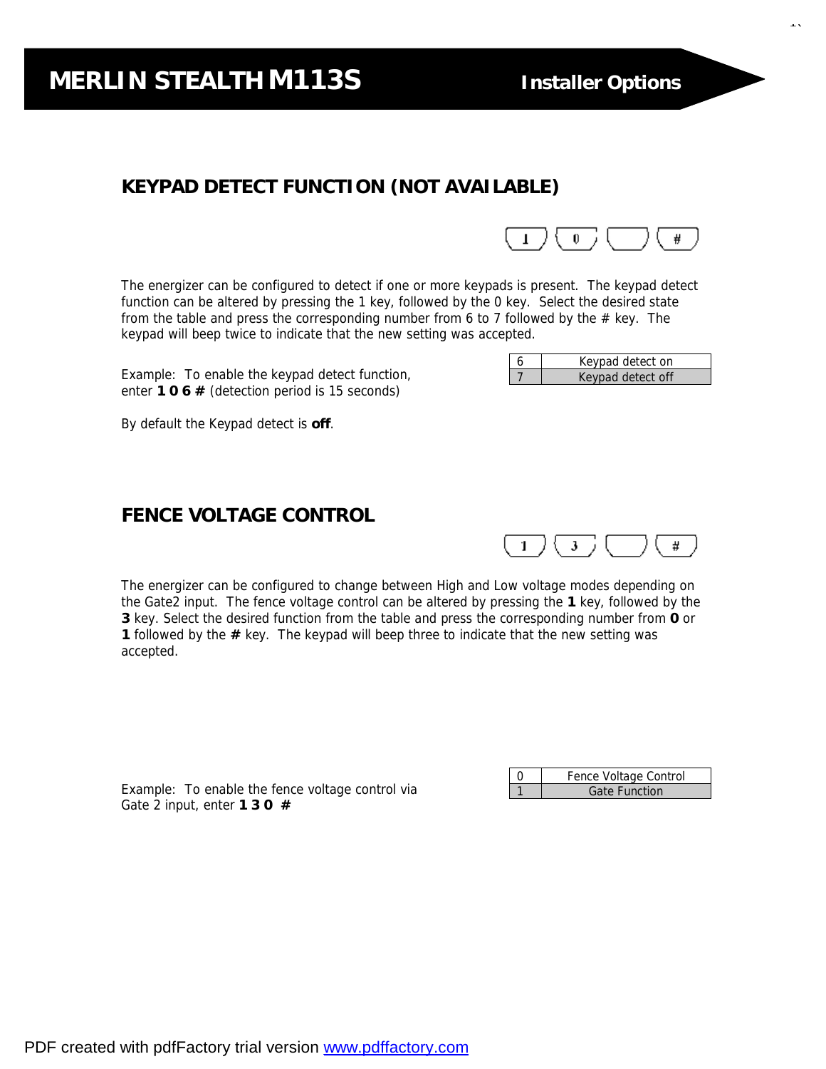# MERLIN STEALTH M113S Installer Options

## KEYPAD DETECT FUNCTION (NOT AVAILABLE)

[1] [0] [ ] [#]

The energizer can be configured to detect if one or more keypads is present. The keypad detect function can be altered by pressing the 1 key, followed by the 0 key. Select the desired state from the table and press the corresponding number from 6 to 7 followed by the # key. The keypad will beep twice to indicate that the new setting was accepted.

| | |
|---|---|
| 6 | Keypad detect on |
| 7 | Keypad detect off |

Example: To enable the keypad detect function, enter **1 0 6 #** (detection period is 15 seconds)

By default the Keypad detect is **off**.

## FENCE VOLTAGE CONTROL

[1] [3] [ ] [#]

The energizer can be configured to change between High and Low voltage modes depending on the Gate2 input. The fence voltage control can be altered by pressing the **1** key, followed by the **3** key. Select the desired function from the table and press the corresponding number from **0** or **1** followed by the **#** key. The keypad will beep three to indicate that the new setting was accepted.

| | |
|---|---|
| 0 | Fence Voltage Control |
| 1 | Gate Function |

Example: To enable the fence voltage control via Gate 2 input, enter **1 3 0 #**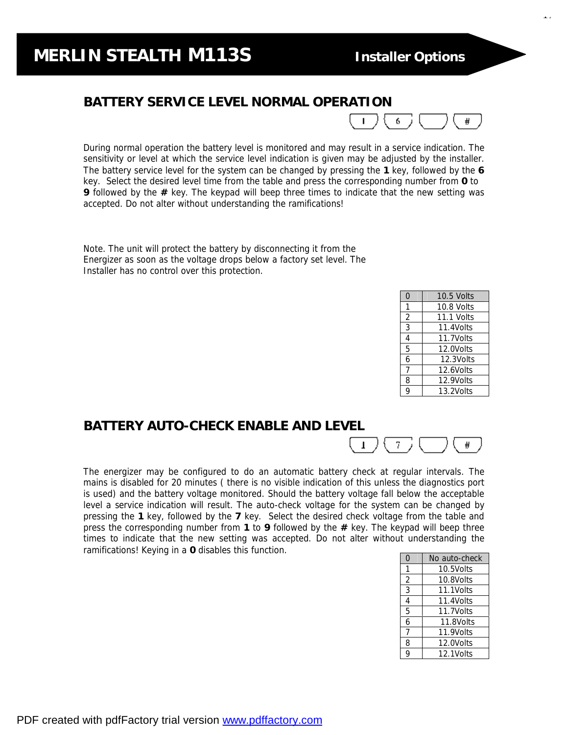# MERLIN STEALTH M113S — Installer Options

## BATTERY SERVICE LEVEL NORMAL OPERATION

[1] [6] [ ] [#]

During normal operation the battery level is monitored and may result in a service indication. The sensitivity or level at which the service level indication is given may be adjusted by the installer. The battery service level for the system can be changed by pressing the **1** key, followed by the **6** key. Select the desired level time from the table and press the corresponding number from **0** to **9** followed by the **#** key. The keypad will beep three times to indicate that the new setting was accepted. Do not alter without understanding the ramifications!

Note. The unit will protect the battery by disconnecting it from the Energizer as soon as the voltage drops below a factory set level. The Installer has no control over this protection.

| | |
|---|---|
| 0 | 10.5 Volts |
| 1 | 10.8 Volts |
| 2 | 11.1 Volts |
| 3 | 11.4Volts |
| 4 | 11.7Volts |
| 5 | 12.0Volts |
| 6 | 12.3Volts |
| 7 | 12.6Volts |
| 8 | 12.9Volts |
| 9 | 13.2Volts |

## BATTERY AUTO-CHECK ENABLE AND LEVEL

[1] [7] [ ] [#]

The energizer may be configured to do an automatic battery check at regular intervals. The mains is disabled for 20 minutes ( there is no visible indication of this unless the diagnostics port is used) and the battery voltage monitored. Should the battery voltage fall below the acceptable level a service indication will result. The auto-check voltage for the system can be changed by pressing the **1** key, followed by the **7** key. Select the desired check voltage from the table and press the corresponding number from **1** to **9** followed by the **#** key. The keypad will beep three times to indicate that the new setting was accepted. Do not alter without understanding the ramifications! Keying in a **0** disables this function.

| | |
|---|---|
| 0 | No auto-check |
| 1 | 10.5Volts |
| 2 | 10.8Volts |
| 3 | 11.1Volts |
| 4 | 11.4Volts |
| 5 | 11.7Volts |
| 6 | 11.8Volts |
| 7 | 11.9Volts |
| 8 | 12.0Volts |
| 9 | 12.1Volts |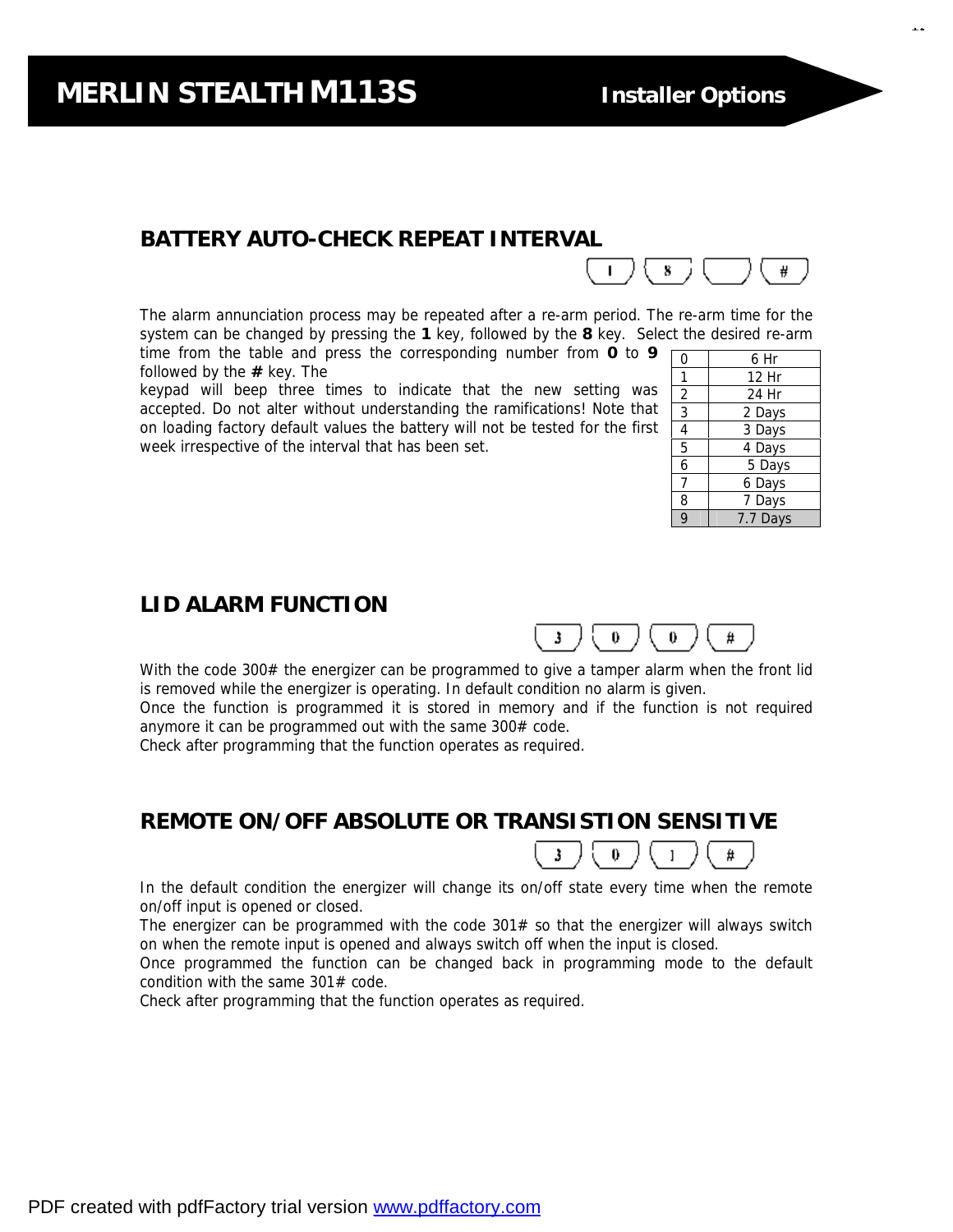# MERLIN STEALTH M113S

Installer Options

## BATTERY AUTO-CHECK REPEAT INTERVAL

1 8 [ ] #

The alarm annunciation process may be repeated after a re-arm period. The re-arm time for the system can be changed by pressing the **1** key, followed by the **8** key. Select the desired re-arm time from the table and press the corresponding number from **0** to **9** followed by the **#** key. The keypad will beep three times to indicate that the new setting was accepted. Do not alter without understanding the ramifications! Note that on loading factory default values the battery will not be tested for the first week irrespective of the interval that has been set.

| | |
|---|---|
| 0 | 6 Hr |
| 1 | 12 Hr |
| 2 | 24 Hr |
| 3 | 2 Days |
| 4 | 3 Days |
| 5 | 4 Days |
| 6 | 5 Days |
| 7 | 6 Days |
| 8 | 7 Days |
| 9 | 7.7 Days |

## LID ALARM FUNCTION

3 0 0 #

With the code 300# the energizer can be programmed to give a tamper alarm when the front lid is removed while the energizer is operating. In default condition no alarm is given.
Once the function is programmed it is stored in memory and if the function is not required anymore it can be programmed out with the same 300# code.
Check after programming that the function operates as required.

## REMOTE ON/OFF ABSOLUTE OR TRANSISTION SENSITIVE

3 0 1 #

In the default condition the energizer will change its on/off state every time when the remote on/off input is opened or closed.
The energizer can be programmed with the code 301# so that the energizer will always switch on when the remote input is opened and always switch off when the input is closed.
Once programmed the function can be changed back in programming mode to the default condition with the same 301# code.
Check after programming that the function operates as required.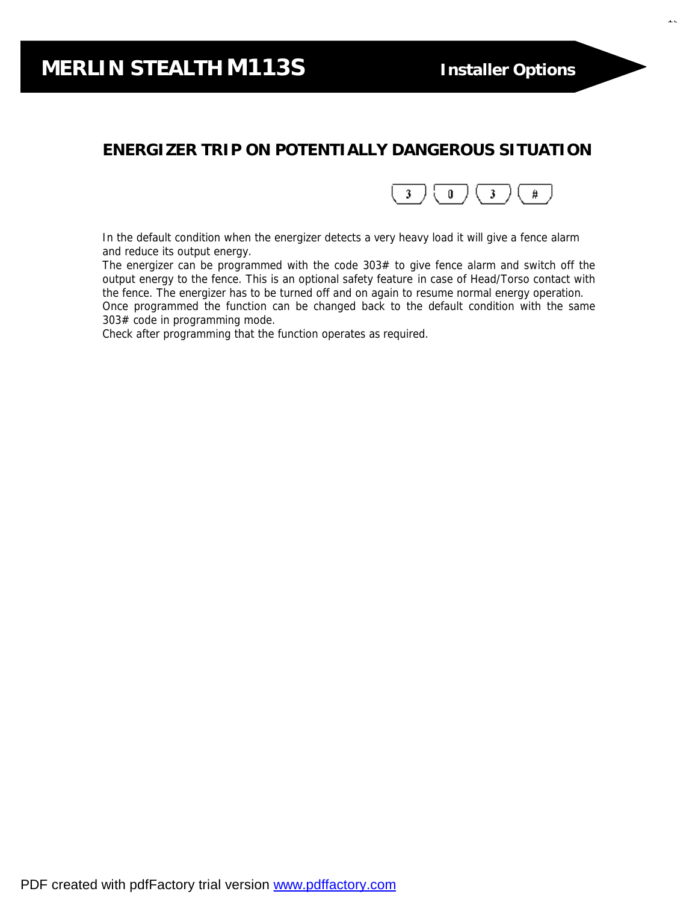## ENERGIZER TRIP ON POTENTIALLY DANGEROUS SITUATION

3 0 3 #

In the default condition when the energizer detects a very heavy load it will give a fence alarm and reduce its output energy.

The energizer can be programmed with the code 303# to give fence alarm and switch off the output energy to the fence. This is an optional safety feature in case of Head/Torso contact with the fence. The energizer has to be turned off and on again to resume normal energy operation.

Once programmed the function can be changed back to the default condition with the same 303# code in programming mode.

Check after programming that the function operates as required.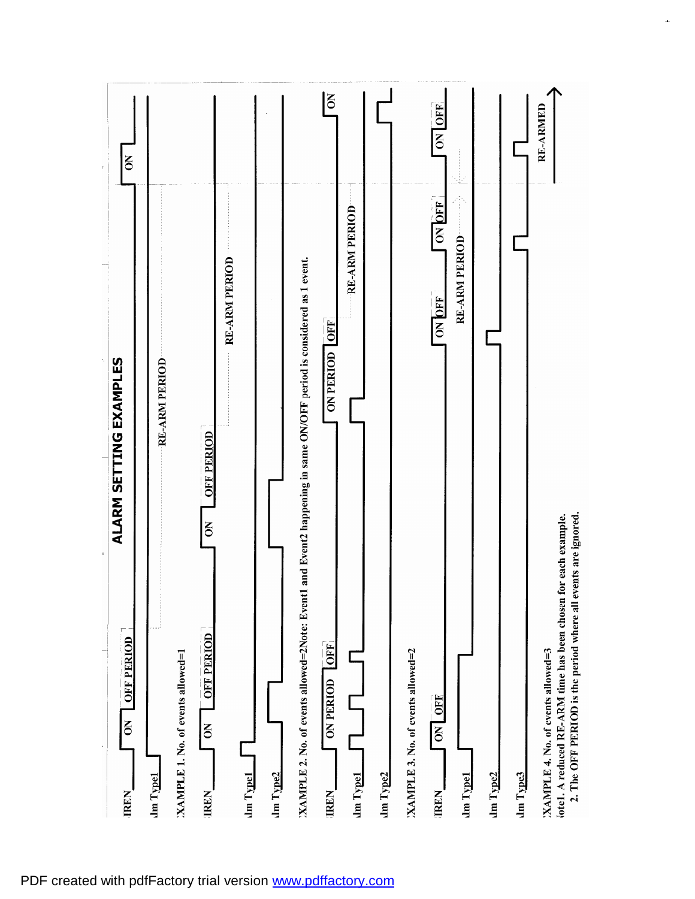# ALARM SETTING EXAMPLES

IREN — ON — OFF PERIOD — ON

Alm Type1 — RE-ARM PERIOD

EXAMPLE 1. No. of events allowed=1

IREN — ON — OFF PERIOD — ON — OFF PERIOD

Alm Type1 — RE-ARM PERIOD

Alm Type2

EXAMPLE 2. No. of events allowed=2Note: Event1 and Event2 happening in same ON/OFF period is considered as 1 event.

IREN — ON PERIOD — OFF — ON PERIOD — OFF — ON

Alm Type1 — RE-ARM PERIOD

Alm Type2

EXAMPLE 3. No. of events allowed=2

IREN — ON — OFF — ON — OFF — ON — OFF — ON — OFF

Alm Type1 — RE-ARM PERIOD

Alm Type2

Alm Type3 — RE-ARMED

EXAMPLE 4. No. of events allowed=3

Note1. A reduced RE-ARM time has been chosen for each example.

2. The OFF PERIOD is the period where all events are ignored.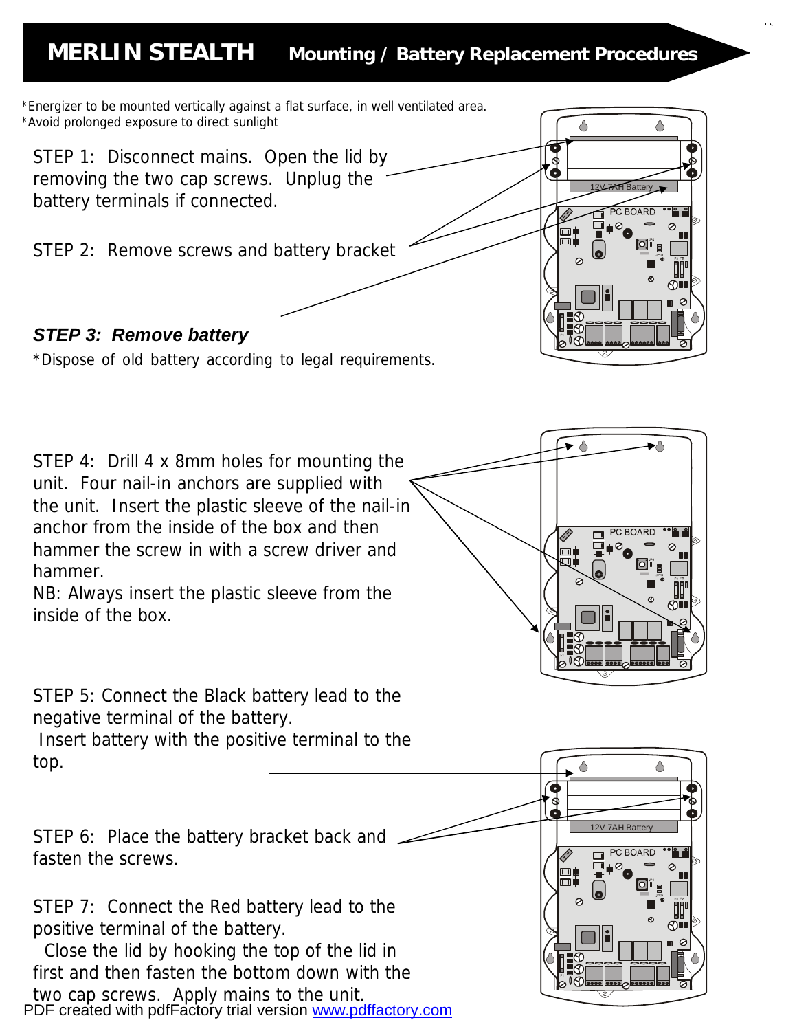# MERLIN STEALTH Mounting / Battery Replacement Procedures

*Energizer to be mounted vertically against a flat surface, in well ventilated area.
*Avoid prolonged exposure to direct sunlight

STEP 1: Disconnect mains. Open the lid by removing the two cap screws. Unplug the battery terminals if connected.

STEP 2: Remove screws and battery bracket

***STEP 3: Remove battery***

*Dispose of old battery according to legal requirements.

STEP 4: Drill 4 x 8mm holes for mounting the unit. Four nail-in anchors are supplied with the unit. Insert the plastic sleeve of the nail-in anchor from the inside of the box and then hammer the screw in with a screw driver and hammer.
NB: Always insert the plastic sleeve from the inside of the box.

STEP 5: Connect the Black battery lead to the negative terminal of the battery.
Insert battery with the positive terminal to the top.

STEP 6: Place the battery bracket back and fasten the screws.

STEP 7: Connect the Red battery lead to the positive terminal of the battery.
Close the lid by hooking the top of the lid in first and then fasten the bottom down with the two cap screws. Apply mains to the unit.

PDF created with pdfFactory trial version www.pdffactory.com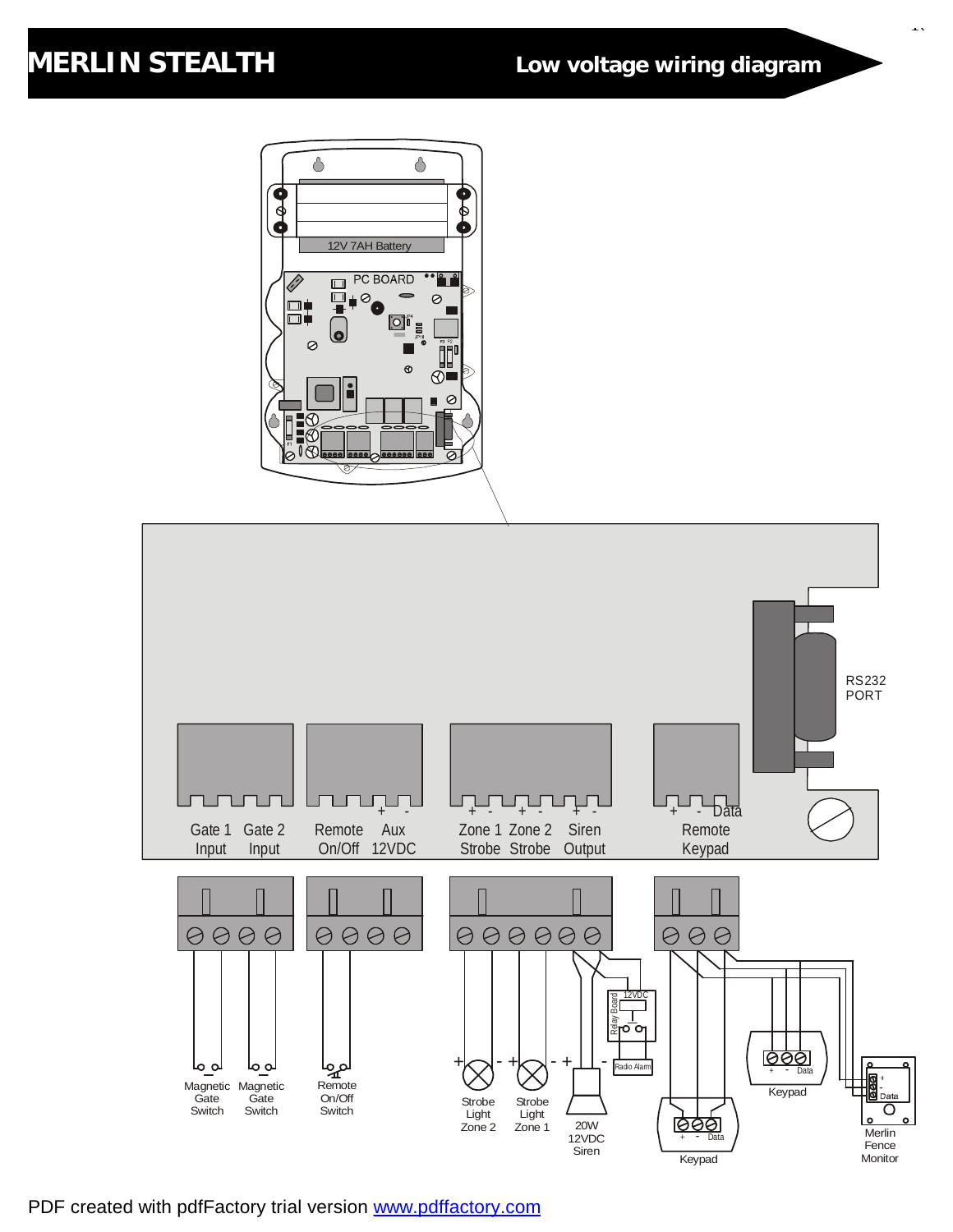# MERLIN STEALTH

## Low voltage wiring diagram

12V 7AH Battery

PC BOARD

RS232 PORT

Gate 1 Input | Gate 2 Input | Remote On/Off | + - Aux 12VDC | + - Zone 1 Strobe | + - Zone 2 Strobe | + - Siren Output | + - Data Remote Keypad

Magnetic Gate Switch

Magnetic Gate Switch

Remote On/Off Switch

Strobe Light Zone 2

Strobe Light Zone 1

20W 12VDC Siren

Relay Board

12VDC

Radio Alarm

Keypad

Keypad

Merlin Fence Monitor

+ - Data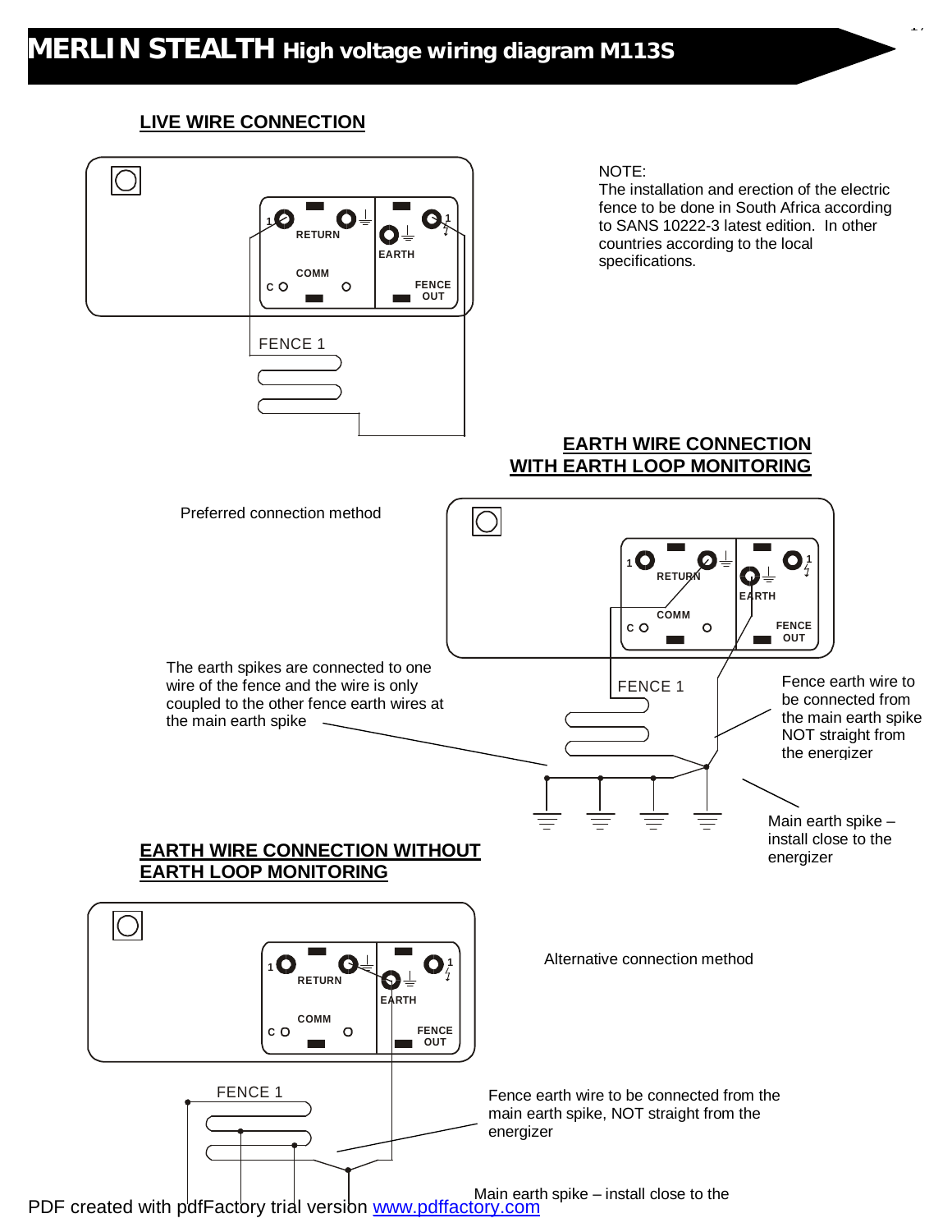# MERLIN STEALTH High voltage wiring diagram M113S

## LIVE WIRE CONNECTION

RETURN
EARTH
COMM
C
FENCE OUT
FENCE 1

NOTE:
The installation and erection of the electric fence to be done in South Africa according to SANS 10222-3 latest edition. In other countries according to the local specifications.

## EARTH WIRE CONNECTION WITH EARTH LOOP MONITORING

Preferred connection method

RETURN
EARTH
COMM
C
FENCE OUT
FENCE 1

The earth spikes are connected to one wire of the fence and the wire is only coupled to the other fence earth wires at the main earth spike

Fence earth wire to be connected from the main earth spike NOT straight from the energizer

Main earth spike – install close to the energizer

## EARTH WIRE CONNECTION WITHOUT EARTH LOOP MONITORING

Alternative connection method

RETURN
EARTH
COMM
C
FENCE OUT
FENCE 1

Fence earth wire to be connected from the main earth spike, NOT straight from the energizer

Main earth spike – install close to the

PDF created with pdfFactory trial version www.pdffactory.com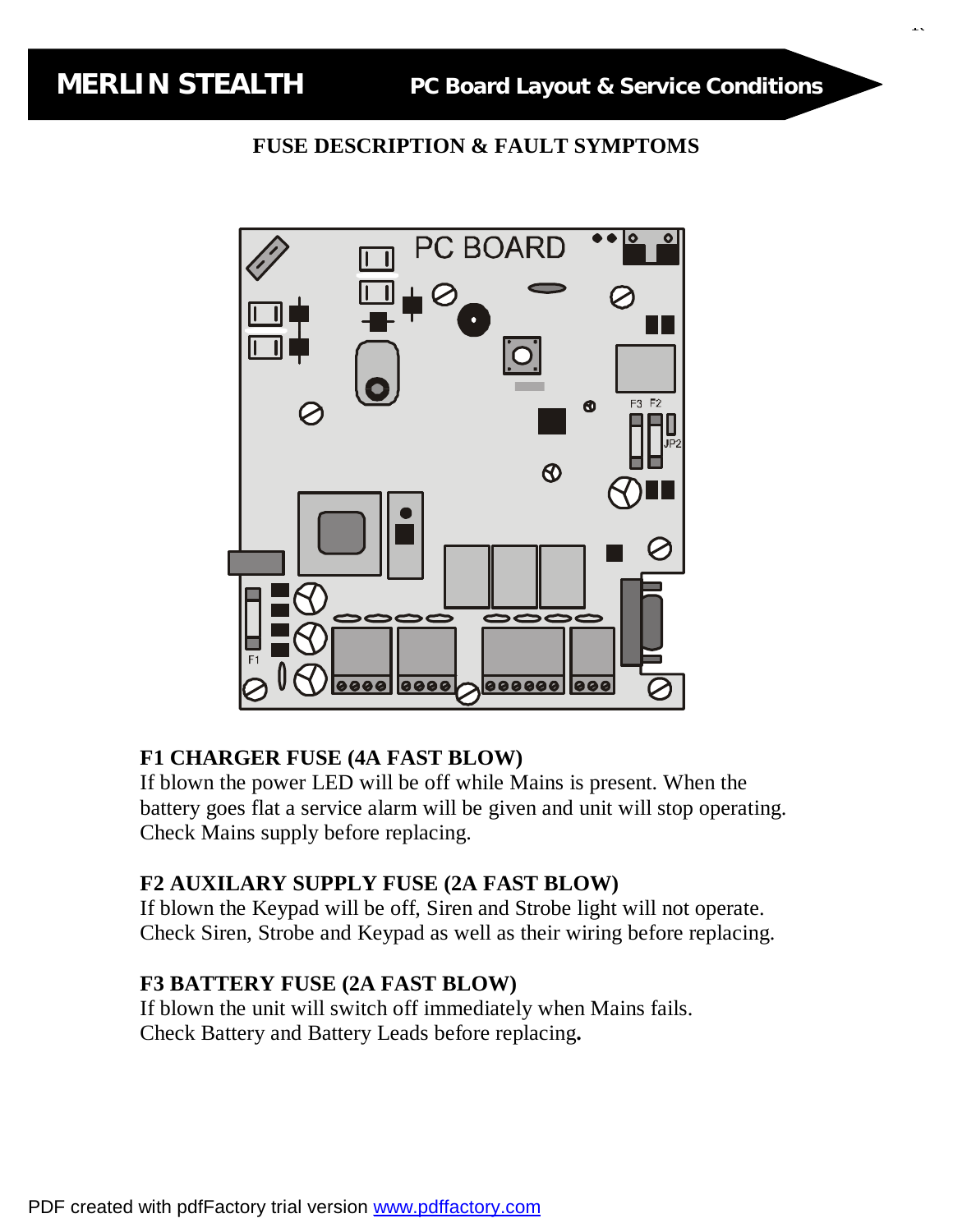# MERLIN STEALTH

## PC Board Layout & Service Conditions

### FUSE DESCRIPTION & FAULT SYMPTOMS

**F1 CHARGER FUSE (4A FAST BLOW)**
If blown the power LED will be off while Mains is present. When the battery goes flat a service alarm will be given and unit will stop operating. Check Mains supply before replacing.

**F2 AUXILARY SUPPLY FUSE (2A FAST BLOW)**
If blown the Keypad will be off, Siren and Strobe light will not operate. Check Siren, Strobe and Keypad as well as their wiring before replacing.

**F3 BATTERY FUSE (2A FAST BLOW)**
If blown the unit will switch off immediately when Mains fails. Check Battery and Battery Leads before replacing.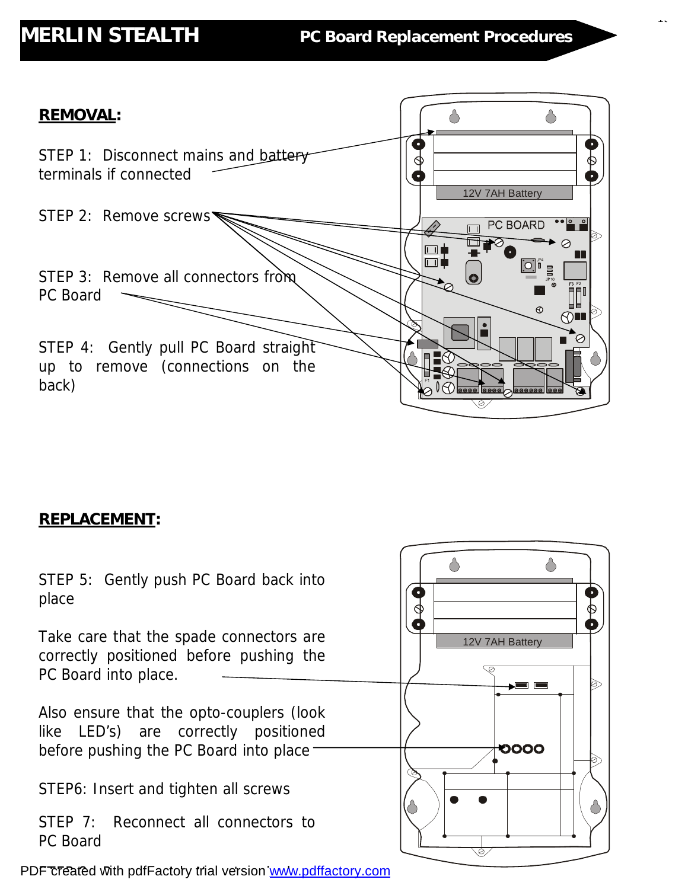# MERLIN STEALTH — PC Board Replacement Procedures

**REMOVAL:**

STEP 1: Disconnect mains and battery terminals if connected

STEP 2: Remove screws

STEP 3: Remove all connectors from PC Board

STEP 4: Gently pull PC Board straight up to remove (connections on the back)

**REPLACEMENT:**

STEP 5: Gently push PC Board back into place

Take care that the spade connectors are correctly positioned before pushing the PC Board into place.

Also ensure that the opto-couplers (look like LED's) are correctly positioned before pushing the PC Board into place

STEP6: Insert and tighten all screws

STEP 7: Reconnect all connectors to PC Board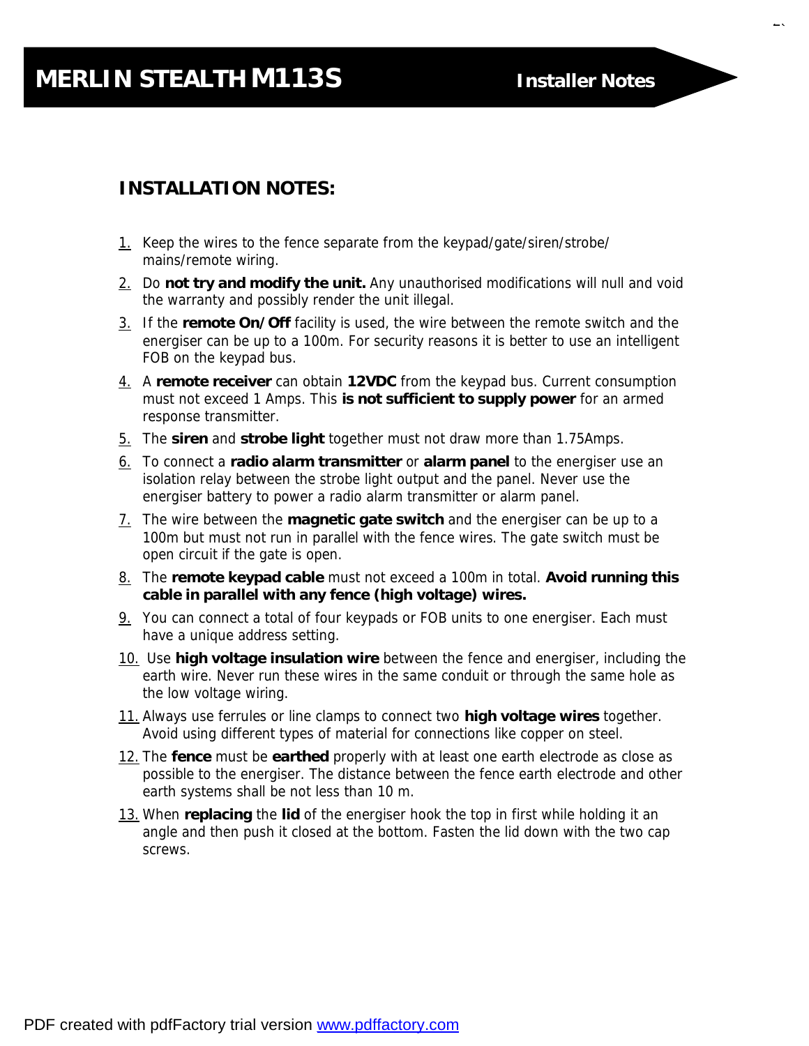# MERLIN STEALTH M113S — Installer Notes

## INSTALLATION NOTES:

1. Keep the wires to the fence separate from the keypad/gate/siren/strobe/ mains/remote wiring.
2. Do **not try and modify the unit.** Any unauthorised modifications will null and void the warranty and possibly render the unit illegal.
3. If the **remote On/Off** facility is used, the wire between the remote switch and the energiser can be up to a 100m. For security reasons it is better to use an intelligent FOB on the keypad bus.
4. A **remote receiver** can obtain **12VDC** from the keypad bus. Current consumption must not exceed 1 Amps. This **is not sufficient to supply power** for an armed response transmitter.
5. The **siren** and **strobe light** together must not draw more than 1.75Amps.
6. To connect a **radio alarm transmitter** or **alarm panel** to the energiser use an isolation relay between the strobe light output and the panel. Never use the energiser battery to power a radio alarm transmitter or alarm panel.
7. The wire between the **magnetic gate switch** and the energiser can be up to a 100m but must not run in parallel with the fence wires. The gate switch must be open circuit if the gate is open.
8. The **remote keypad cable** must not exceed a 100m in total. **Avoid running this cable in parallel with any fence (high voltage) wires.**
9. You can connect a total of four keypads or FOB units to one energiser. Each must have a unique address setting.
10. Use **high voltage insulation wire** between the fence and energiser, including the earth wire. Never run these wires in the same conduit or through the same hole as the low voltage wiring.
11. Always use ferrules or line clamps to connect two **high voltage wires** together. Avoid using different types of material for connections like copper on steel.
12. The **fence** must be **earthed** properly with at least one earth electrode as close as possible to the energiser. The distance between the fence earth electrode and other earth systems shall be not less than 10 m.
13. When **replacing** the **lid** of the energiser hook the top in first while holding it an angle and then push it closed at the bottom. Fasten the lid down with the two cap screws.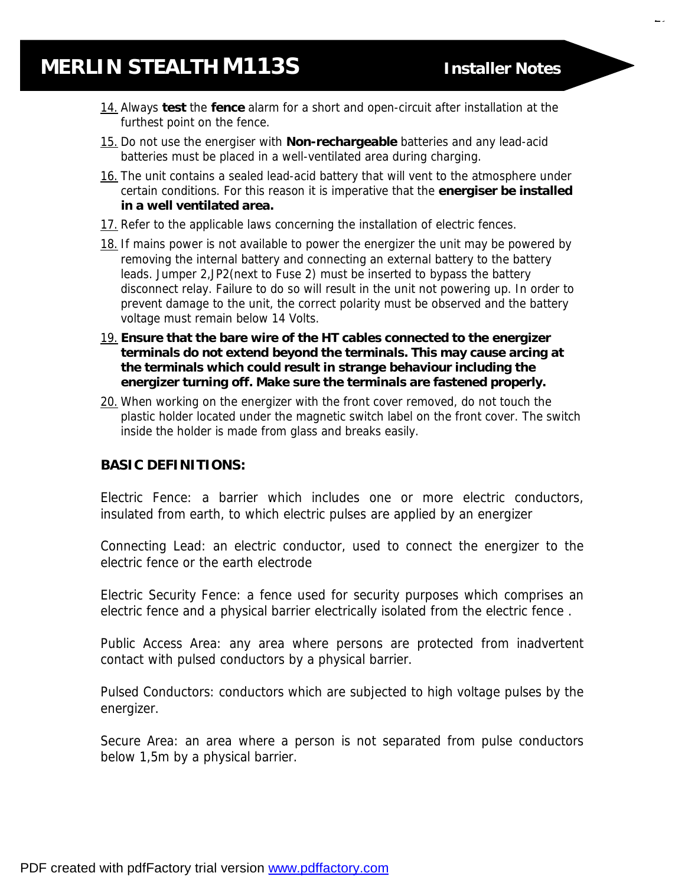14. Always **test** the **fence** alarm for a short and open-circuit after installation at the furthest point on the fence.
15. Do not use the energiser with **Non-rechargeable** batteries and any lead-acid batteries must be placed in a well-ventilated area during charging.
16. The unit contains a sealed lead-acid battery that will vent to the atmosphere under certain conditions. For this reason it is imperative that the **energiser be installed in a well ventilated area.**
17. Refer to the applicable laws concerning the installation of electric fences.
18. If mains power is not available to power the energizer the unit may be powered by removing the internal battery and connecting an external battery to the battery leads. Jumper 2,JP2(next to Fuse 2) must be inserted to bypass the battery disconnect relay. Failure to do so will result in the unit not powering up. In order to prevent damage to the unit, the correct polarity must be observed and the battery voltage must remain below 14 Volts.
19. **Ensure that the bare wire of the HT cables connected to the energizer terminals do not extend beyond the terminals. This may cause arcing at the terminals which could result in strange behaviour including the energizer turning off. Make sure the terminals are fastened properly.**
20. When working on the energizer with the front cover removed, do not touch the plastic holder located under the magnetic switch label on the front cover. The switch inside the holder is made from glass and breaks easily.

**BASIC DEFINITIONS:**

Electric Fence: a barrier which includes one or more electric conductors, insulated from earth, to which electric pulses are applied by an energizer

Connecting Lead: an electric conductor, used to connect the energizer to the electric fence or the earth electrode

Electric Security Fence: a fence used for security purposes which comprises an electric fence and a physical barrier electrically isolated from the electric fence .

Public Access Area: any area where persons are protected from inadvertent contact with pulsed conductors by a physical barrier.

Pulsed Conductors: conductors which are subjected to high voltage pulses by the energizer.

Secure Area: an area where a person is not separated from pulse conductors below 1,5m by a physical barrier.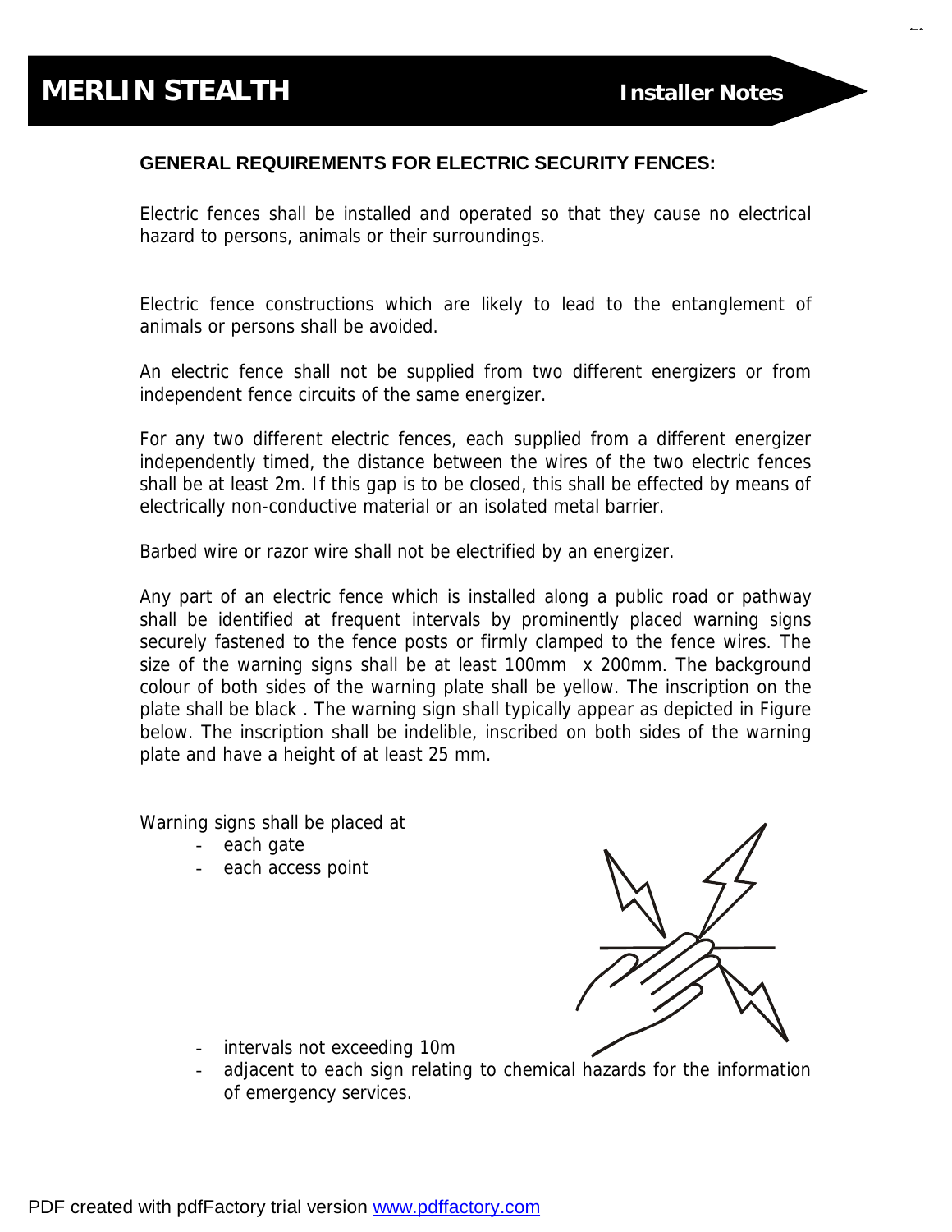# MERLIN STEALTH

**Installer Notes**

### GENERAL REQUIREMENTS FOR ELECTRIC SECURITY FENCES:

Electric fences shall be installed and operated so that they cause no electrical hazard to persons, animals or their surroundings.

Electric fence constructions which are likely to lead to the entanglement of animals or persons shall be avoided.

An electric fence shall not be supplied from two different energizers or from independent fence circuits of the same energizer.

For any two different electric fences, each supplied from a different energizer independently timed, the distance between the wires of the two electric fences shall be at least 2m. If this gap is to be closed, this shall be effected by means of electrically non-conductive material or an isolated metal barrier.

Barbed wire or razor wire shall not be electrified by an energizer.

Any part of an electric fence which is installed along a public road or pathway shall be identified at frequent intervals by prominently placed warning signs securely fastened to the fence posts or firmly clamped to the fence wires. The size of the warning signs shall be at least 100mm x 200mm. The background colour of both sides of the warning plate shall be yellow. The inscription on the plate shall be black . The warning sign shall typically appear as depicted in Figure below. The inscription shall be indelible, inscribed on both sides of the warning plate and have a height of at least 25 mm.

Warning signs shall be placed at

- each gate
- each access point
- intervals not exceeding 10m
- adjacent to each sign relating to chemical hazards for the information of emergency services.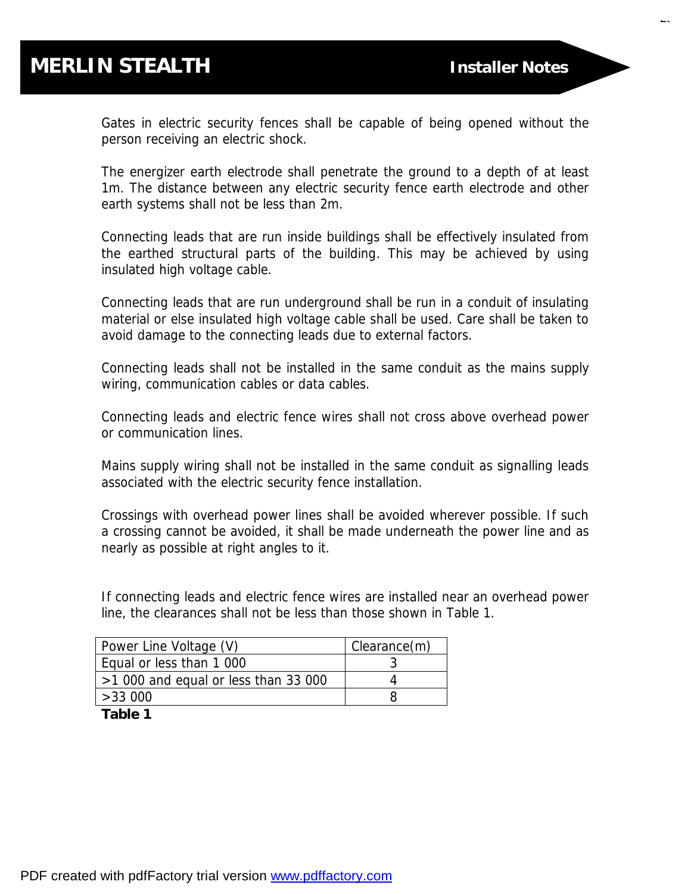Gates in electric security fences shall be capable of being opened without the person receiving an electric shock.

The energizer earth electrode shall penetrate the ground to a depth of at least 1m. The distance between any electric security fence earth electrode and other earth systems shall not be less than 2m.

Connecting leads that are run inside buildings shall be effectively insulated from the earthed structural parts of the building. This may be achieved by using insulated high voltage cable.

Connecting leads that are run underground shall be run in a conduit of insulating material or else insulated high voltage cable shall be used. Care shall be taken to avoid damage to the connecting leads due to external factors.

Connecting leads shall not be installed in the same conduit as the mains supply wiring, communication cables or data cables.

Connecting leads and electric fence wires shall not cross above overhead power or communication lines.

Mains supply wiring shall not be installed in the same conduit as signalling leads associated with the electric security fence installation.

Crossings with overhead power lines shall be avoided wherever possible. If such a crossing cannot be avoided, it shall be made underneath the power line and as nearly as possible at right angles to it.

If connecting leads and electric fence wires are installed near an overhead power line, the clearances shall not be less than those shown in Table 1.

| Power Line Voltage (V) | Clearance(m) |
|---|---|
| Equal or less than 1 000 | 3 |
| >1 000 and equal or less than 33 000 | 4 |
| >33 000 | 8 |

**Table 1**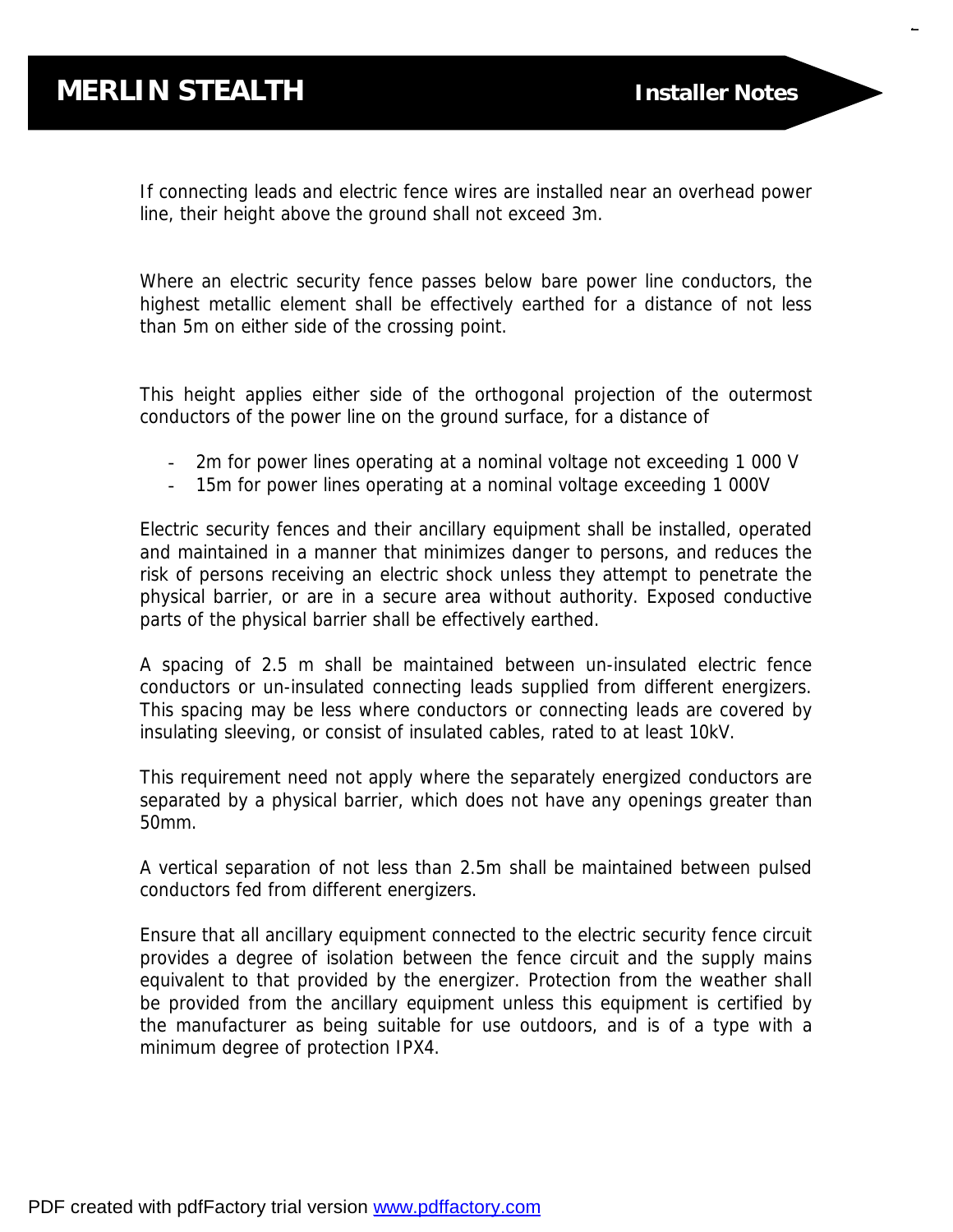If connecting leads and electric fence wires are installed near an overhead power line, their height above the ground shall not exceed 3m.

Where an electric security fence passes below bare power line conductors, the highest metallic element shall be effectively earthed for a distance of not less than 5m on either side of the crossing point.

This height applies either side of the orthogonal projection of the outermost conductors of the power line on the ground surface, for a distance of

- 2m for power lines operating at a nominal voltage not exceeding 1 000 V
- 15m for power lines operating at a nominal voltage exceeding 1 000V

Electric security fences and their ancillary equipment shall be installed, operated and maintained in a manner that minimizes danger to persons, and reduces the risk of persons receiving an electric shock unless they attempt to penetrate the physical barrier, or are in a secure area without authority. Exposed conductive parts of the physical barrier shall be effectively earthed.

A spacing of 2.5 m shall be maintained between un-insulated electric fence conductors or un-insulated connecting leads supplied from different energizers. This spacing may be less where conductors or connecting leads are covered by insulating sleeving, or consist of insulated cables, rated to at least 10kV.

This requirement need not apply where the separately energized conductors are separated by a physical barrier, which does not have any openings greater than 50mm.

A vertical separation of not less than 2.5m shall be maintained between pulsed conductors fed from different energizers.

Ensure that all ancillary equipment connected to the electric security fence circuit provides a degree of isolation between the fence circuit and the supply mains equivalent to that provided by the energizer. Protection from the weather shall be provided from the ancillary equipment unless this equipment is certified by the manufacturer as being suitable for use outdoors, and is of a type with a minimum degree of protection IPX4.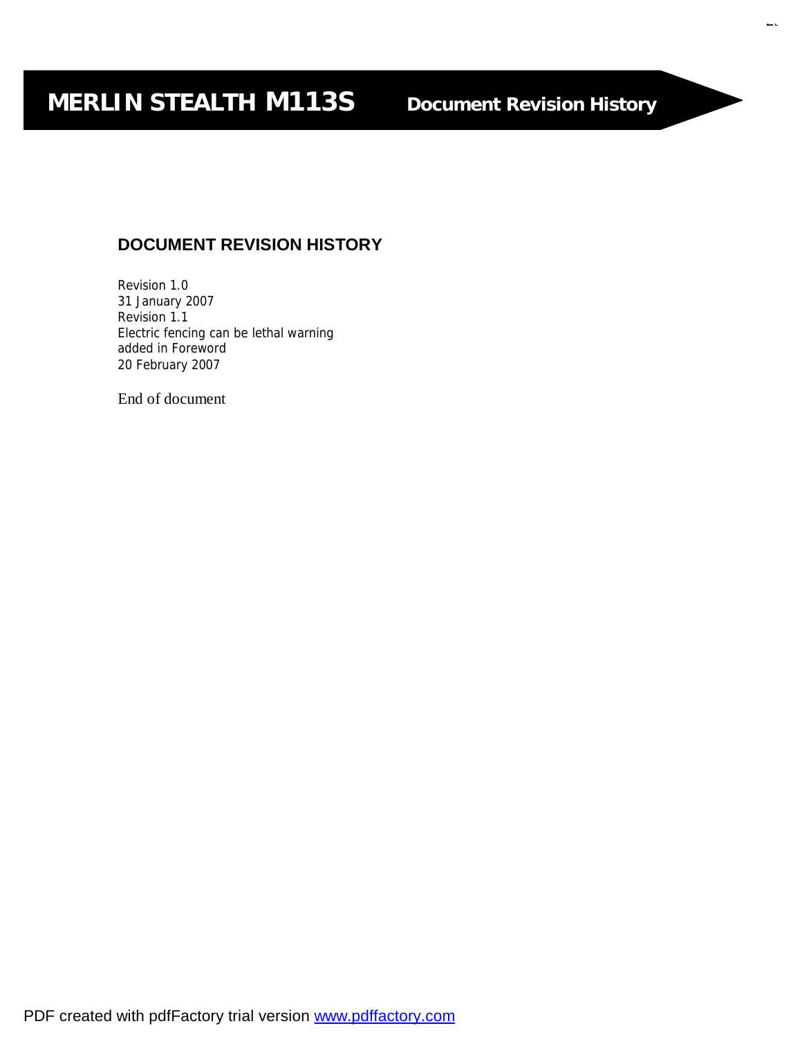## DOCUMENT REVISION HISTORY

Revision 1.0
31 January 2007
Revision 1.1
Electric fencing can be lethal warning
added in Foreword
20 February 2007

End of document